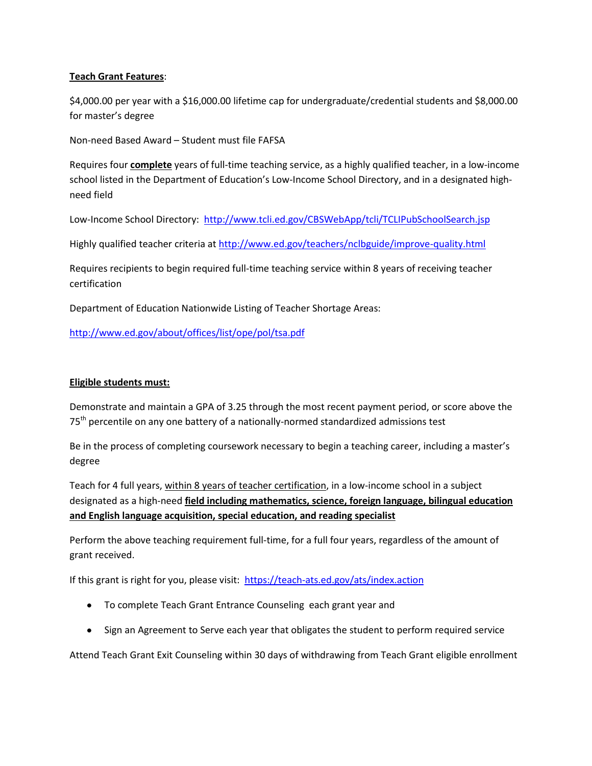**Teach Grant Features**:

$4,000.00 per year with a $16,000.00 lifetime cap for undergraduate/credential students and $8,000.00 for master's degree

Non-need Based Award – Student must file FAFSA

Requires four **complete** years of full-time teaching service, as a highly qualified teacher, in a low-income school listed in the Department of Education's Low-Income School Directory, and in a designated high-need field

Low-Income School Directory: http://www.tcli.ed.gov/CBSWebApp/tcli/TCLIPubSchoolSearch.jsp

Highly qualified teacher criteria at http://www.ed.gov/teachers/nclbguide/improve-quality.html

Requires recipients to begin required full-time teaching service within 8 years of receiving teacher certification

Department of Education Nationwide Listing of Teacher Shortage Areas:

http://www.ed.gov/about/offices/list/ope/pol/tsa.pdf

**Eligible students must:**

Demonstrate and maintain a GPA of 3.25 through the most recent payment period, or score above the 75th percentile on any one battery of a nationally-normed standardized admissions test

Be in the process of completing coursework necessary to begin a teaching career, including a master's degree

Teach for 4 full years, within 8 years of teacher certification, in a low-income school in a subject designated as a high-need **field including mathematics, science, foreign language, bilingual education and English language acquisition, special education, and reading specialist**

Perform the above teaching requirement full-time, for a full four years, regardless of the amount of grant received.

If this grant is right for you, please visit: https://teach-ats.ed.gov/ats/index.action

- To complete Teach Grant Entrance Counseling each grant year and
- Sign an Agreement to Serve each year that obligates the student to perform required service

Attend Teach Grant Exit Counseling within 30 days of withdrawing from Teach Grant eligible enrollment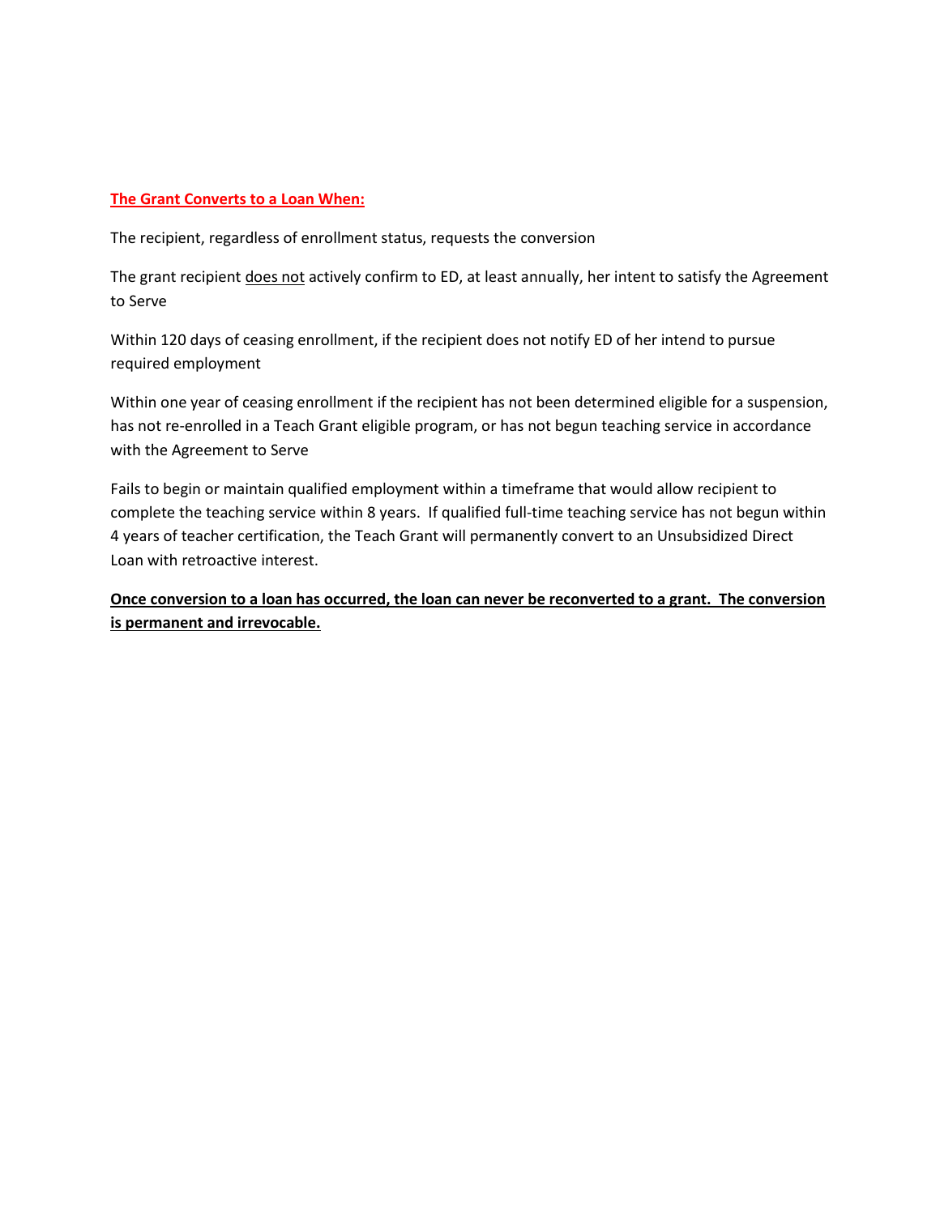**The Grant Converts to a Loan When:**

The recipient, regardless of enrollment status, requests the conversion

The grant recipient does not actively confirm to ED, at least annually, her intent to satisfy the Agreement to Serve

Within 120 days of ceasing enrollment, if the recipient does not notify ED of her intend to pursue required employment

Within one year of ceasing enrollment if the recipient has not been determined eligible for a suspension, has not re-enrolled in a Teach Grant eligible program, or has not begun teaching service in accordance with the Agreement to Serve

Fails to begin or maintain qualified employment within a timeframe that would allow recipient to complete the teaching service within 8 years. If qualified full-time teaching service has not begun within 4 years of teacher certification, the Teach Grant will permanently convert to an Unsubsidized Direct Loan with retroactive interest.

**Once conversion to a loan has occurred, the loan can never be reconverted to a grant. The conversion is permanent and irrevocable.**